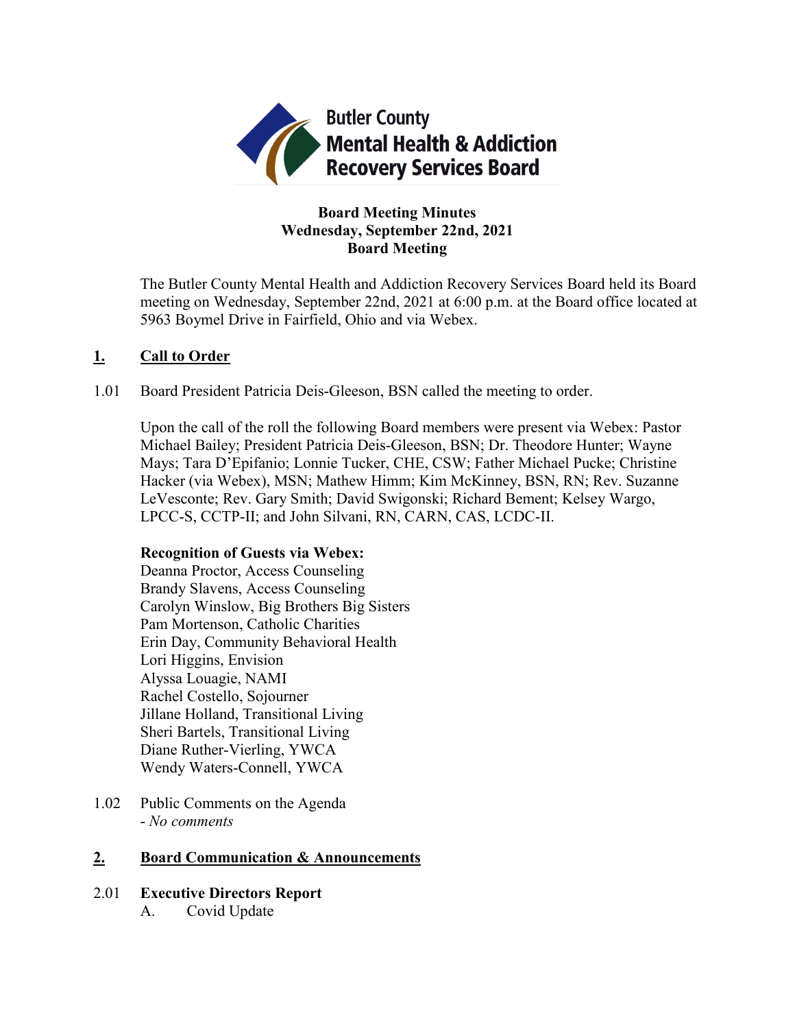Butler County
Mental Health & Addiction
Recovery Services Board

**Board Meeting Minutes**
**Wednesday, September 22nd, 2021**
**Board Meeting**

The Butler County Mental Health and Addiction Recovery Services Board held its Board meeting on Wednesday, September 22nd, 2021 at 6:00 p.m. at the Board office located at 5963 Boymel Drive in Fairfield, Ohio and via Webex.

## 1. Call to Order

1.01 Board President Patricia Deis-Gleeson, BSN called the meeting to order.

Upon the call of the roll the following Board members were present via Webex: Pastor Michael Bailey; President Patricia Deis-Gleeson, BSN; Dr. Theodore Hunter; Wayne Mays; Tara D'Epifanio; Lonnie Tucker, CHE, CSW; Father Michael Pucke; Christine Hacker (via Webex), MSN; Mathew Himm; Kim McKinney, BSN, RN; Rev. Suzanne LeVesconte; Rev. Gary Smith; David Swigonski; Richard Bement; Kelsey Wargo, LPCC-S, CCTP-II; and John Silvani, RN, CARN, CAS, LCDC-II.

**Recognition of Guests via Webex:**
Deanna Proctor, Access Counseling
Brandy Slavens, Access Counseling
Carolyn Winslow, Big Brothers Big Sisters
Pam Mortenson, Catholic Charities
Erin Day, Community Behavioral Health
Lori Higgins, Envision
Alyssa Louagie, NAMI
Rachel Costello, Sojourner
Jillane Holland, Transitional Living
Sheri Bartels, Transitional Living
Diane Ruther-Vierling, YWCA
Wendy Waters-Connell, YWCA

1.02 Public Comments on the Agenda
- *No comments*

## 2. Board Communication & Announcements

2.01 **Executive Directors Report**
A. Covid Update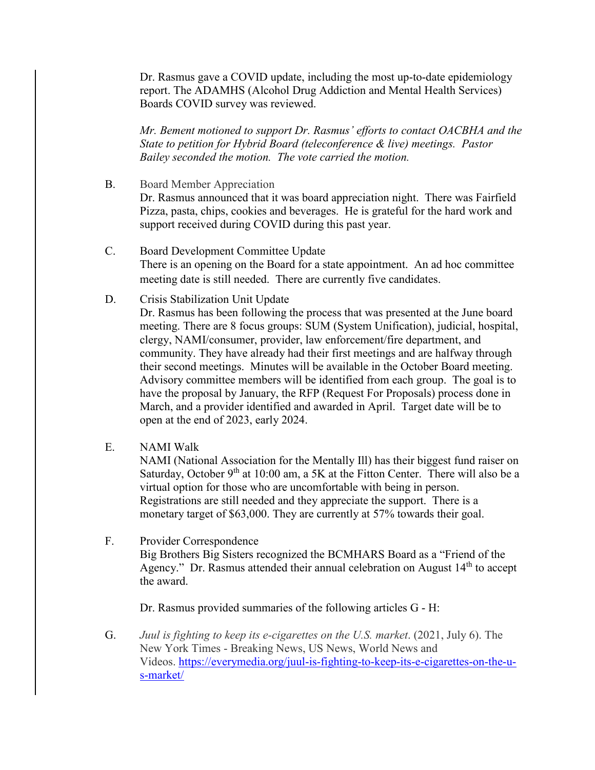Dr. Rasmus gave a COVID update, including the most up-to-date epidemiology report. The ADAMHS (Alcohol Drug Addiction and Mental Health Services) Boards COVID survey was reviewed.

*Mr. Bement motioned to support Dr. Rasmus' efforts to contact OACBHA and the State to petition for Hybrid Board (teleconference & live) meetings. Pastor Bailey seconded the motion. The vote carried the motion.*

B. Board Member Appreciation
Dr. Rasmus announced that it was board appreciation night. There was Fairfield Pizza, pasta, chips, cookies and beverages. He is grateful for the hard work and support received during COVID during this past year.

C. Board Development Committee Update
There is an opening on the Board for a state appointment. An ad hoc committee meeting date is still needed. There are currently five candidates.

D. Crisis Stabilization Unit Update
Dr. Rasmus has been following the process that was presented at the June board meeting. There are 8 focus groups: SUM (System Unification), judicial, hospital, clergy, NAMI/consumer, provider, law enforcement/fire department, and community. They have already had their first meetings and are halfway through their second meetings. Minutes will be available in the October Board meeting. Advisory committee members will be identified from each group. The goal is to have the proposal by January, the RFP (Request For Proposals) process done in March, and a provider identified and awarded in April. Target date will be to open at the end of 2023, early 2024.

E. NAMI Walk
NAMI (National Association for the Mentally Ill) has their biggest fund raiser on Saturday, October 9th at 10:00 am, a 5K at the Fitton Center. There will also be a virtual option for those who are uncomfortable with being in person. Registrations are still needed and they appreciate the support. There is a monetary target of $63,000. They are currently at 57% towards their goal.

F. Provider Correspondence
Big Brothers Big Sisters recognized the BCMHARS Board as a "Friend of the Agency." Dr. Rasmus attended their annual celebration on August 14th to accept the award.

Dr. Rasmus provided summaries of the following articles G - H:

G. *Juul is fighting to keep its e-cigarettes on the U.S. market*. (2021, July 6). The New York Times - Breaking News, US News, World News and Videos. https://everymedia.org/juul-is-fighting-to-keep-its-e-cigarettes-on-the-u-s-market/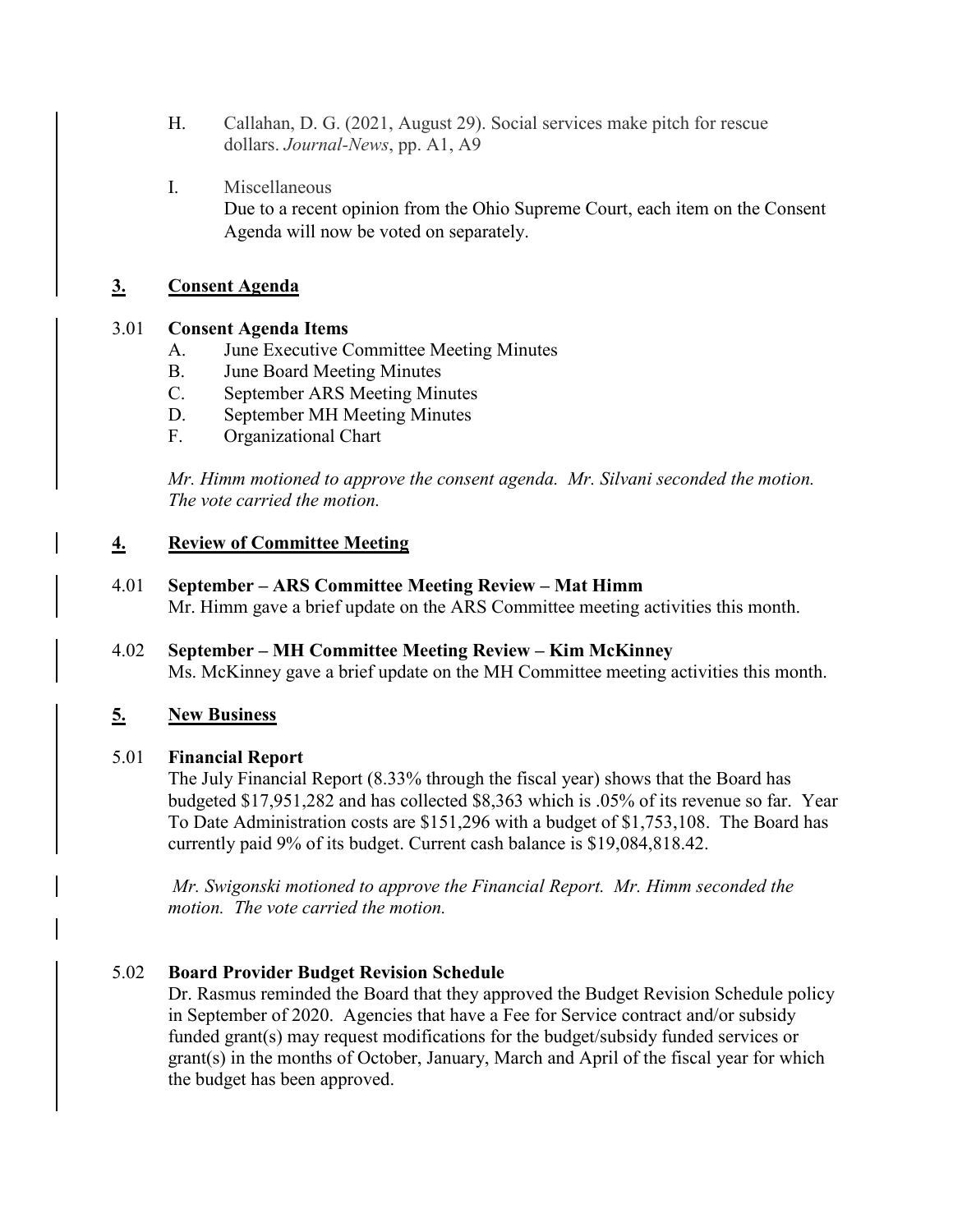H. Callahan, D. G. (2021, August 29). Social services make pitch for rescue dollars. *Journal-News*, pp. A1, A9

I. Miscellaneous
Due to a recent opinion from the Ohio Supreme Court, each item on the Consent Agenda will now be voted on separately.

## 3. Consent Agenda

### 3.01 Consent Agenda Items

A. June Executive Committee Meeting Minutes
B. June Board Meeting Minutes
C. September ARS Meeting Minutes
D. September MH Meeting Minutes
F. Organizational Chart

*Mr. Himm motioned to approve the consent agenda. Mr. Silvani seconded the motion. The vote carried the motion.*

## 4. Review of Committee Meeting

### 4.01 September – ARS Committee Meeting Review – Mat Himm

Mr. Himm gave a brief update on the ARS Committee meeting activities this month.

### 4.02 September – MH Committee Meeting Review – Kim McKinney

Ms. McKinney gave a brief update on the MH Committee meeting activities this month.

## 5. New Business

### 5.01 Financial Report

The July Financial Report (8.33% through the fiscal year) shows that the Board has budgeted $17,951,282 and has collected $8,363 which is .05% of its revenue so far. Year To Date Administration costs are $151,296 with a budget of $1,753,108. The Board has currently paid 9% of its budget. Current cash balance is $19,084,818.42.

*Mr. Swigonski motioned to approve the Financial Report. Mr. Himm seconded the motion. The vote carried the motion.*

### 5.02 Board Provider Budget Revision Schedule

Dr. Rasmus reminded the Board that they approved the Budget Revision Schedule policy in September of 2020. Agencies that have a Fee for Service contract and/or subsidy funded grant(s) may request modifications for the budget/subsidy funded services or grant(s) in the months of October, January, March and April of the fiscal year for which the budget has been approved.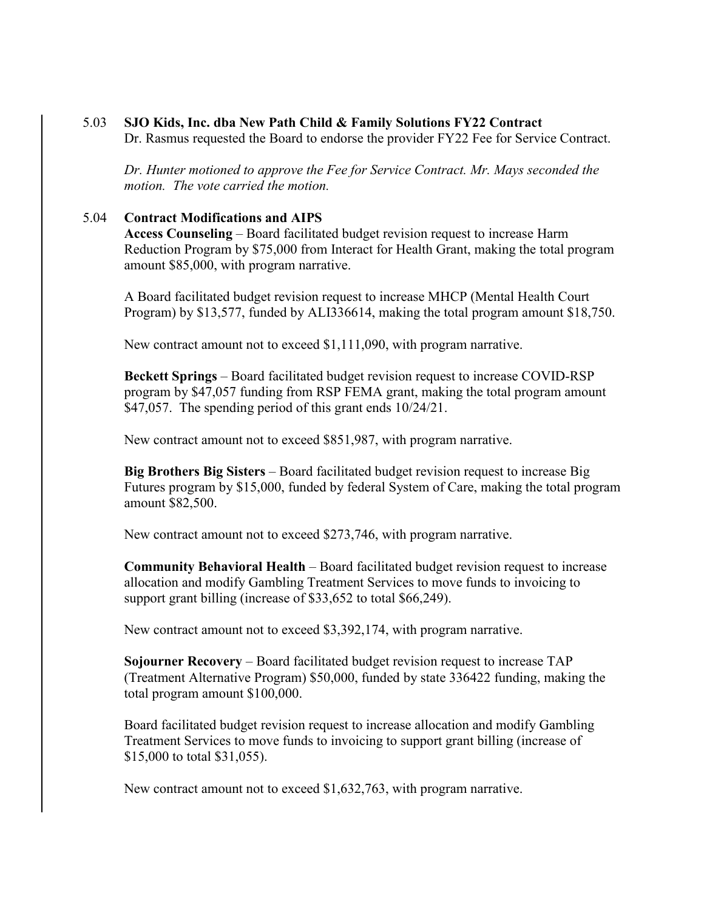### 5.03 **SJO Kids, Inc. dba New Path Child & Family Solutions FY22 Contract**

Dr. Rasmus requested the Board to endorse the provider FY22 Fee for Service Contract.

*Dr. Hunter motioned to approve the Fee for Service Contract. Mr. Mays seconded the motion. The vote carried the motion.*

### 5.04 **Contract Modifications and AIPS**

**Access Counseling** – Board facilitated budget revision request to increase Harm Reduction Program by $75,000 from Interact for Health Grant, making the total program amount $85,000, with program narrative.

A Board facilitated budget revision request to increase MHCP (Mental Health Court Program) by $13,577, funded by ALI336614, making the total program amount $18,750.

New contract amount not to exceed $1,111,090, with program narrative.

**Beckett Springs** – Board facilitated budget revision request to increase COVID-RSP program by $47,057 funding from RSP FEMA grant, making the total program amount $47,057. The spending period of this grant ends 10/24/21.

New contract amount not to exceed $851,987, with program narrative.

**Big Brothers Big Sisters** – Board facilitated budget revision request to increase Big Futures program by $15,000, funded by federal System of Care, making the total program amount $82,500.

New contract amount not to exceed $273,746, with program narrative.

**Community Behavioral Health** – Board facilitated budget revision request to increase allocation and modify Gambling Treatment Services to move funds to invoicing to support grant billing (increase of $33,652 to total $66,249).

New contract amount not to exceed $3,392,174, with program narrative.

**Sojourner Recovery** – Board facilitated budget revision request to increase TAP (Treatment Alternative Program) $50,000, funded by state 336422 funding, making the total program amount $100,000.

Board facilitated budget revision request to increase allocation and modify Gambling Treatment Services to move funds to invoicing to support grant billing (increase of $15,000 to total $31,055).

New contract amount not to exceed $1,632,763, with program narrative.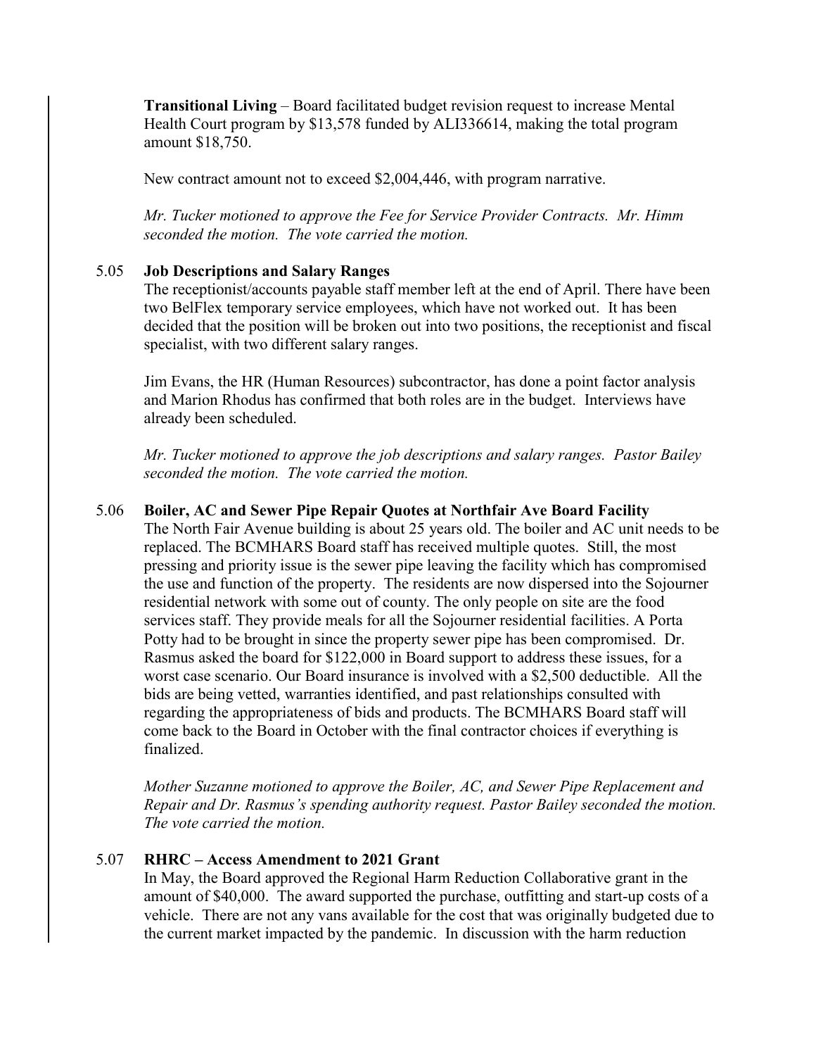**Transitional Living** – Board facilitated budget revision request to increase Mental Health Court program by $13,578 funded by ALI336614, making the total program amount $18,750.

New contract amount not to exceed $2,004,446, with program narrative.

*Mr. Tucker motioned to approve the Fee for Service Provider Contracts. Mr. Himm seconded the motion. The vote carried the motion.*

5.05 **Job Descriptions and Salary Ranges**

The receptionist/accounts payable staff member left at the end of April. There have been two BelFlex temporary service employees, which have not worked out. It has been decided that the position will be broken out into two positions, the receptionist and fiscal specialist, with two different salary ranges.

Jim Evans, the HR (Human Resources) subcontractor, has done a point factor analysis and Marion Rhodus has confirmed that both roles are in the budget. Interviews have already been scheduled.

*Mr. Tucker motioned to approve the job descriptions and salary ranges. Pastor Bailey seconded the motion. The vote carried the motion.*

5.06 **Boiler, AC and Sewer Pipe Repair Quotes at Northfair Ave Board Facility**

The North Fair Avenue building is about 25 years old. The boiler and AC unit needs to be replaced. The BCMHARS Board staff has received multiple quotes. Still, the most pressing and priority issue is the sewer pipe leaving the facility which has compromised the use and function of the property. The residents are now dispersed into the Sojourner residential network with some out of county. The only people on site are the food services staff. They provide meals for all the Sojourner residential facilities. A Porta Potty had to be brought in since the property sewer pipe has been compromised. Dr. Rasmus asked the board for $122,000 in Board support to address these issues, for a worst case scenario. Our Board insurance is involved with a $2,500 deductible. All the bids are being vetted, warranties identified, and past relationships consulted with regarding the appropriateness of bids and products. The BCMHARS Board staff will come back to the Board in October with the final contractor choices if everything is finalized.

*Mother Suzanne motioned to approve the Boiler, AC, and Sewer Pipe Replacement and Repair and Dr. Rasmus's spending authority request. Pastor Bailey seconded the motion. The vote carried the motion.*

5.07 **RHRC – Access Amendment to 2021 Grant**

In May, the Board approved the Regional Harm Reduction Collaborative grant in the amount of $40,000. The award supported the purchase, outfitting and start-up costs of a vehicle. There are not any vans available for the cost that was originally budgeted due to the current market impacted by the pandemic. In discussion with the harm reduction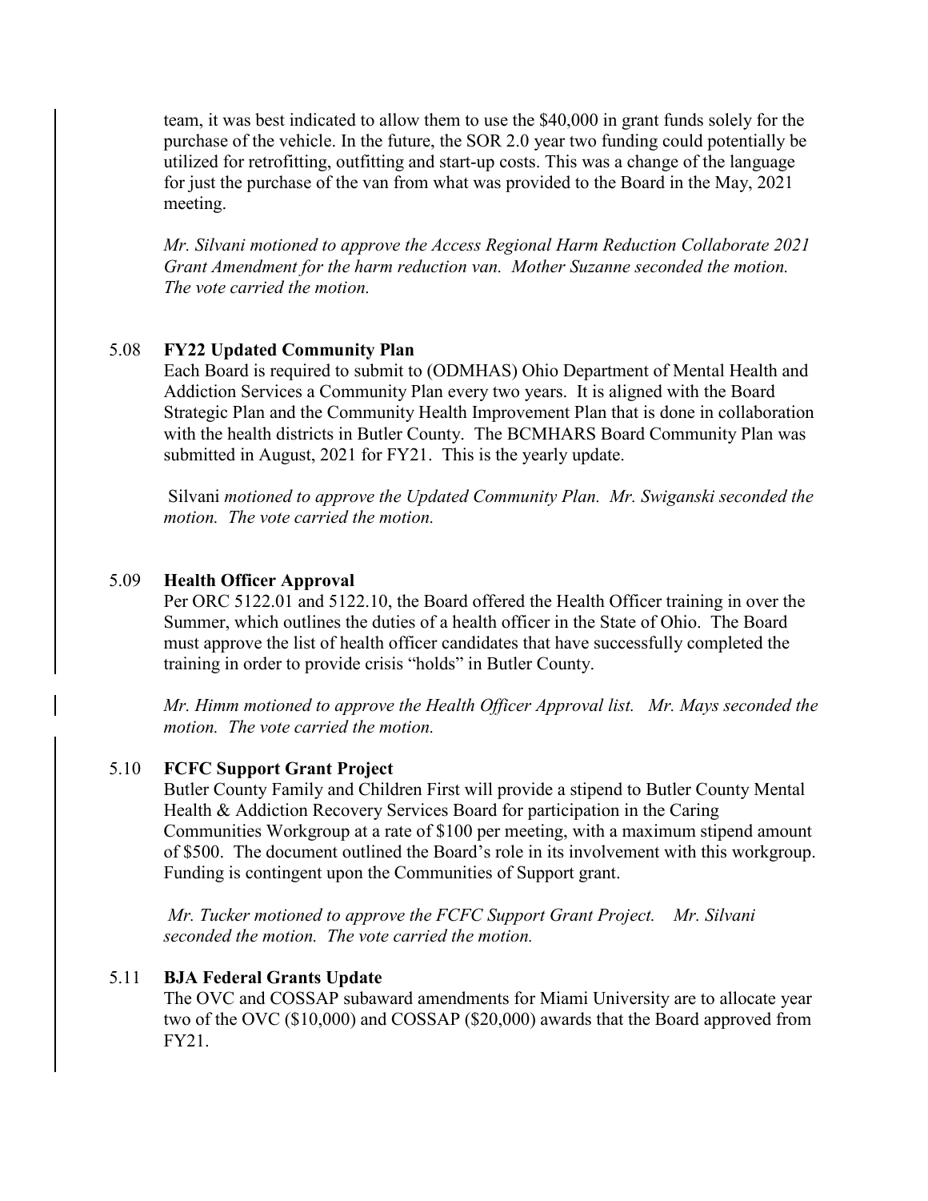team, it was best indicated to allow them to use the $40,000 in grant funds solely for the purchase of the vehicle. In the future, the SOR 2.0 year two funding could potentially be utilized for retrofitting, outfitting and start-up costs. This was a change of the language for just the purchase of the van from what was provided to the Board in the May, 2021 meeting.

*Mr. Silvani motioned to approve the Access Regional Harm Reduction Collaborate 2021 Grant Amendment for the harm reduction van. Mother Suzanne seconded the motion. The vote carried the motion.*

5.08 **FY22 Updated Community Plan**

Each Board is required to submit to (ODMHAS) Ohio Department of Mental Health and Addiction Services a Community Plan every two years. It is aligned with the Board Strategic Plan and the Community Health Improvement Plan that is done in collaboration with the health districts in Butler County. The BCMHARS Board Community Plan was submitted in August, 2021 for FY21. This is the yearly update.

Silvani *motioned to approve the Updated Community Plan. Mr. Swiganski seconded the motion. The vote carried the motion.*

5.09 **Health Officer Approval**

Per ORC 5122.01 and 5122.10, the Board offered the Health Officer training in over the Summer, which outlines the duties of a health officer in the State of Ohio. The Board must approve the list of health officer candidates that have successfully completed the training in order to provide crisis "holds" in Butler County.

*Mr. Himm motioned to approve the Health Officer Approval list. Mr. Mays seconded the motion. The vote carried the motion.*

5.10 **FCFC Support Grant Project**

Butler County Family and Children First will provide a stipend to Butler County Mental Health & Addiction Recovery Services Board for participation in the Caring Communities Workgroup at a rate of $100 per meeting, with a maximum stipend amount of $500. The document outlined the Board's role in its involvement with this workgroup. Funding is contingent upon the Communities of Support grant.

*Mr. Tucker motioned to approve the FCFC Support Grant Project. Mr. Silvani seconded the motion. The vote carried the motion.*

5.11 **BJA Federal Grants Update**

The OVC and COSSAP subaward amendments for Miami University are to allocate year two of the OVC ($10,000) and COSSAP ($20,000) awards that the Board approved from FY21.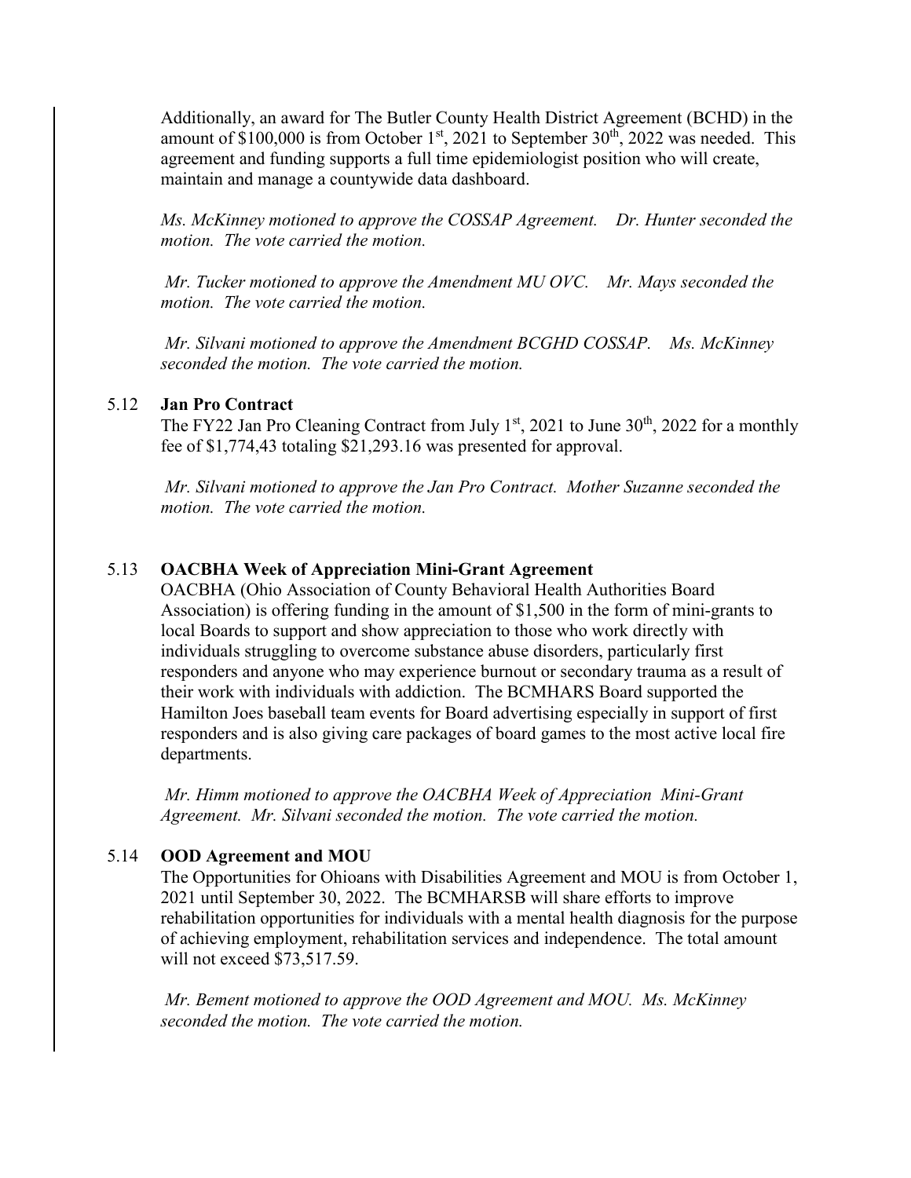Additionally, an award for The Butler County Health District Agreement (BCHD) in the amount of \$100,000 is from October 1st, 2021 to September 30th, 2022 was needed. This agreement and funding supports a full time epidemiologist position who will create, maintain and manage a countywide data dashboard.

*Ms. McKinney motioned to approve the COSSAP Agreement. Dr. Hunter seconded the motion. The vote carried the motion.*

*Mr. Tucker motioned to approve the Amendment MU OVC. Mr. Mays seconded the motion. The vote carried the motion.*

*Mr. Silvani motioned to approve the Amendment BCGHD COSSAP. Ms. McKinney seconded the motion. The vote carried the motion.*

5.12 **Jan Pro Contract**

The FY22 Jan Pro Cleaning Contract from July 1st, 2021 to June 30th, 2022 for a monthly fee of \$1,774,43 totaling \$21,293.16 was presented for approval.

*Mr. Silvani motioned to approve the Jan Pro Contract. Mother Suzanne seconded the motion. The vote carried the motion.*

5.13 **OACBHA Week of Appreciation Mini-Grant Agreement**

OACBHA (Ohio Association of County Behavioral Health Authorities Board Association) is offering funding in the amount of \$1,500 in the form of mini-grants to local Boards to support and show appreciation to those who work directly with individuals struggling to overcome substance abuse disorders, particularly first responders and anyone who may experience burnout or secondary trauma as a result of their work with individuals with addiction. The BCMHARS Board supported the Hamilton Joes baseball team events for Board advertising especially in support of first responders and is also giving care packages of board games to the most active local fire departments.

*Mr. Himm motioned to approve the OACBHA Week of Appreciation Mini-Grant Agreement. Mr. Silvani seconded the motion. The vote carried the motion.*

5.14 **OOD Agreement and MOU**

The Opportunities for Ohioans with Disabilities Agreement and MOU is from October 1, 2021 until September 30, 2022. The BCMHARSB will share efforts to improve rehabilitation opportunities for individuals with a mental health diagnosis for the purpose of achieving employment, rehabilitation services and independence. The total amount will not exceed \$73,517.59.

*Mr. Bement motioned to approve the OOD Agreement and MOU. Ms. McKinney seconded the motion. The vote carried the motion.*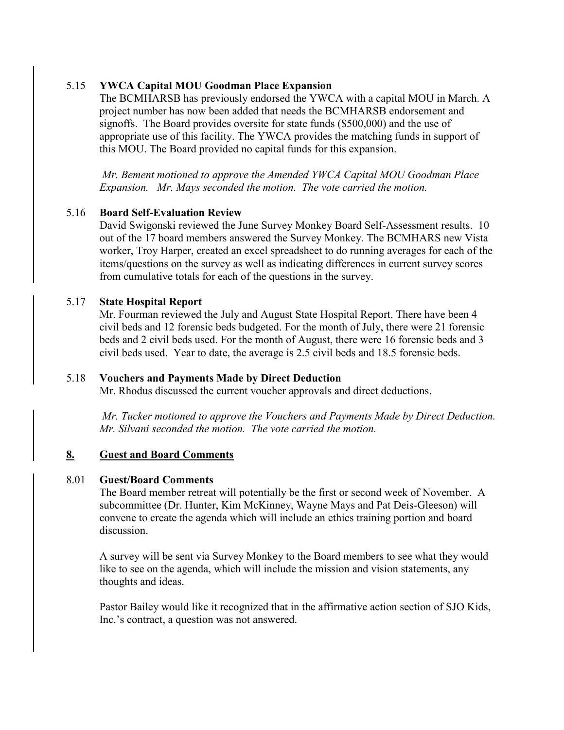5.15 **YWCA Capital MOU Goodman Place Expansion**

The BCMHARSB has previously endorsed the YWCA with a capital MOU in March. A project number has now been added that needs the BCMHARSB endorsement and signoffs. The Board provides oversite for state funds ($500,000) and the use of appropriate use of this facility. The YWCA provides the matching funds in support of this MOU. The Board provided no capital funds for this expansion.

*Mr. Bement motioned to approve the Amended YWCA Capital MOU Goodman Place Expansion. Mr. Mays seconded the motion. The vote carried the motion.*

5.16 **Board Self-Evaluation Review**

David Swigonski reviewed the June Survey Monkey Board Self-Assessment results. 10 out of the 17 board members answered the Survey Monkey. The BCMHARS new Vista worker, Troy Harper, created an excel spreadsheet to do running averages for each of the items/questions on the survey as well as indicating differences in current survey scores from cumulative totals for each of the questions in the survey.

5.17 **State Hospital Report**

Mr. Fourman reviewed the July and August State Hospital Report. There have been 4 civil beds and 12 forensic beds budgeted. For the month of July, there were 21 forensic beds and 2 civil beds used. For the month of August, there were 16 forensic beds and 3 civil beds used. Year to date, the average is 2.5 civil beds and 18.5 forensic beds.

5.18 **Vouchers and Payments Made by Direct Deduction**

Mr. Rhodus discussed the current voucher approvals and direct deductions.

*Mr. Tucker motioned to approve the Vouchers and Payments Made by Direct Deduction. Mr. Silvani seconded the motion. The vote carried the motion.*

## 8. Guest and Board Comments

8.01 **Guest/Board Comments**

The Board member retreat will potentially be the first or second week of November. A subcommittee (Dr. Hunter, Kim McKinney, Wayne Mays and Pat Deis-Gleeson) will convene to create the agenda which will include an ethics training portion and board discussion.

A survey will be sent via Survey Monkey to the Board members to see what they would like to see on the agenda, which will include the mission and vision statements, any thoughts and ideas.

Pastor Bailey would like it recognized that in the affirmative action section of SJO Kids, Inc.'s contract, a question was not answered.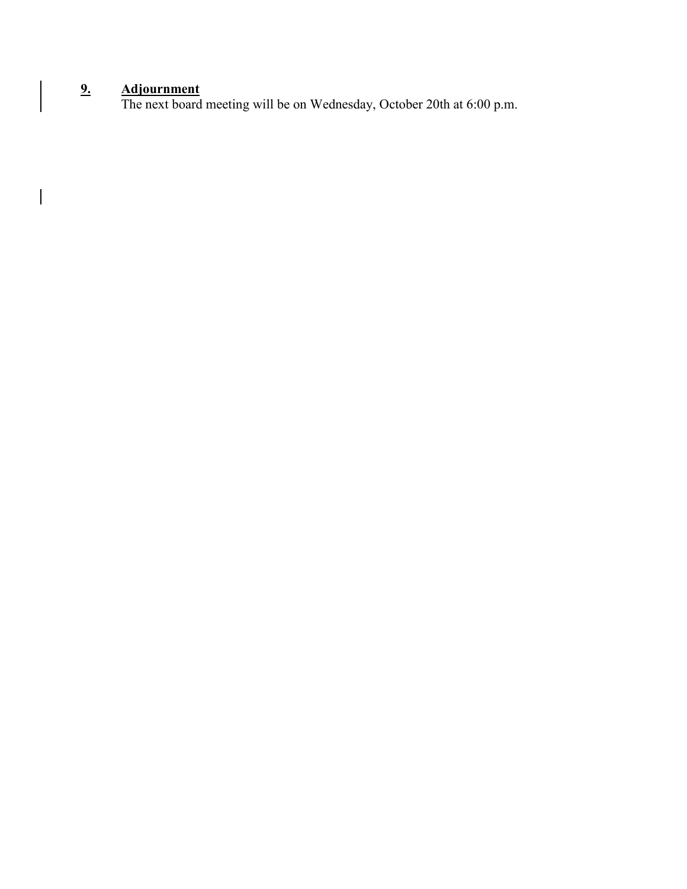**9.** **Adjournment**

The next board meeting will be on Wednesday, October 20th at 6:00 p.m.